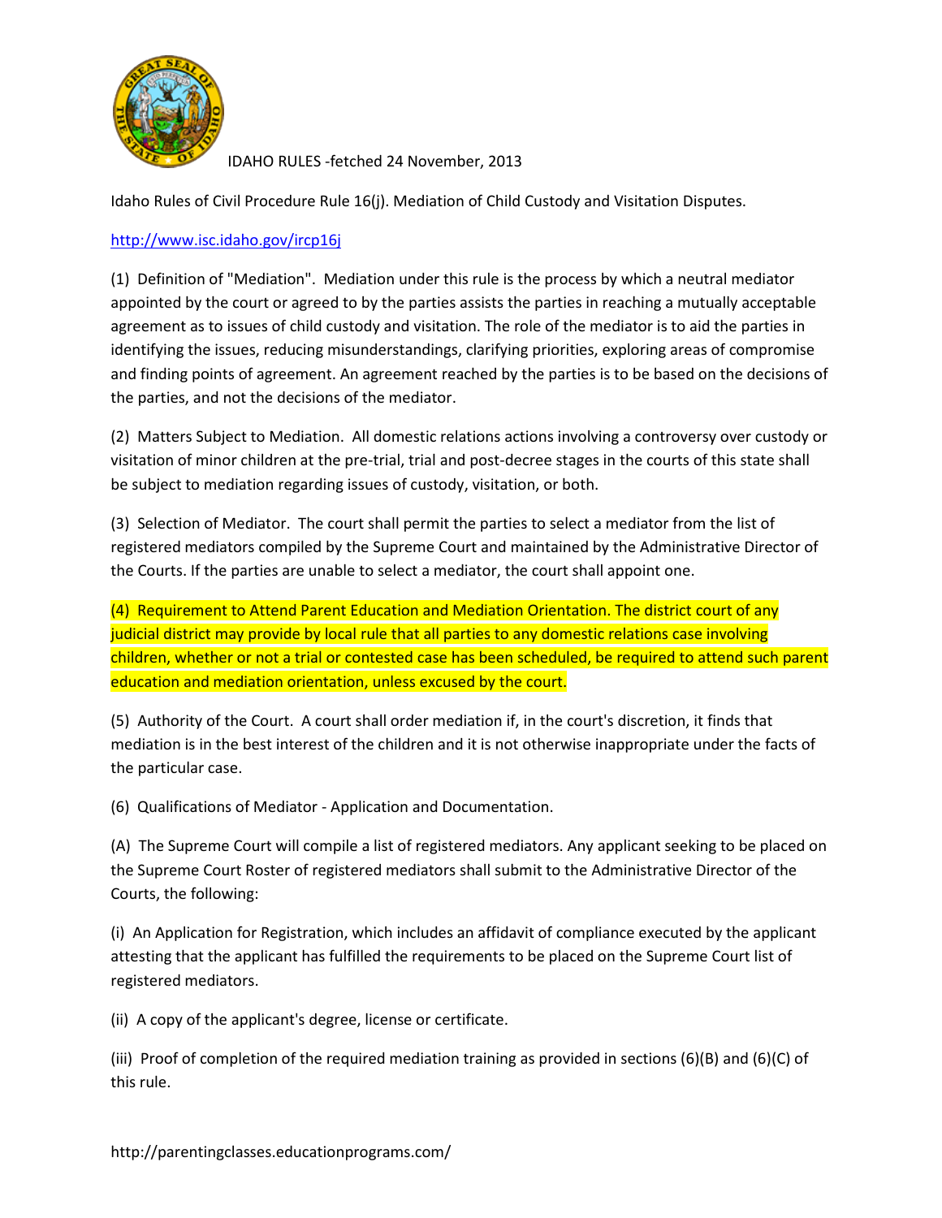IDAHO RULES -fetched 24 November, 2013

Idaho Rules of Civil Procedure Rule 16(j). Mediation of Child Custody and Visitation Disputes.

http://www.isc.idaho.gov/ircp16j

(1) Definition of "Mediation". Mediation under this rule is the process by which a neutral mediator appointed by the court or agreed to by the parties assists the parties in reaching a mutually acceptable agreement as to issues of child custody and visitation. The role of the mediator is to aid the parties in identifying the issues, reducing misunderstandings, clarifying priorities, exploring areas of compromise and finding points of agreement. An agreement reached by the parties is to be based on the decisions of the parties, and not the decisions of the mediator.

(2) Matters Subject to Mediation. All domestic relations actions involving a controversy over custody or visitation of minor children at the pre-trial, trial and post-decree stages in the courts of this state shall be subject to mediation regarding issues of custody, visitation, or both.

(3) Selection of Mediator. The court shall permit the parties to select a mediator from the list of registered mediators compiled by the Supreme Court and maintained by the Administrative Director of the Courts. If the parties are unable to select a mediator, the court shall appoint one.

(4) Requirement to Attend Parent Education and Mediation Orientation. The district court of any judicial district may provide by local rule that all parties to any domestic relations case involving children, whether or not a trial or contested case has been scheduled, be required to attend such parent education and mediation orientation, unless excused by the court.

(5) Authority of the Court. A court shall order mediation if, in the court's discretion, it finds that mediation is in the best interest of the children and it is not otherwise inappropriate under the facts of the particular case.

(6) Qualifications of Mediator - Application and Documentation.

(A) The Supreme Court will compile a list of registered mediators. Any applicant seeking to be placed on the Supreme Court Roster of registered mediators shall submit to the Administrative Director of the Courts, the following:

(i) An Application for Registration, which includes an affidavit of compliance executed by the applicant attesting that the applicant has fulfilled the requirements to be placed on the Supreme Court list of registered mediators.

(ii) A copy of the applicant's degree, license or certificate.

(iii) Proof of completion of the required mediation training as provided in sections (6)(B) and (6)(C) of this rule.

http://parentingclasses.educationprograms.com/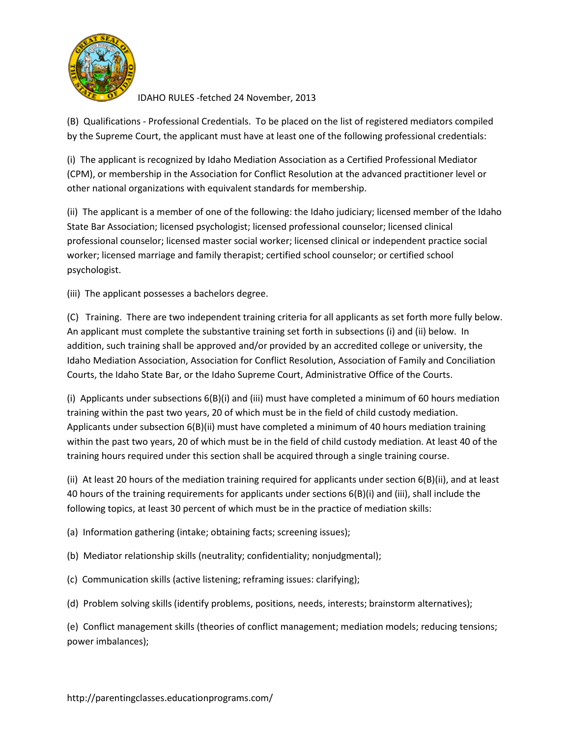(B) Qualifications - Professional Credentials. To be placed on the list of registered mediators compiled by the Supreme Court, the applicant must have at least one of the following professional credentials:

(i) The applicant is recognized by Idaho Mediation Association as a Certified Professional Mediator (CPM), or membership in the Association for Conflict Resolution at the advanced practitioner level or other national organizations with equivalent standards for membership.

(ii) The applicant is a member of one of the following: the Idaho judiciary; licensed member of the Idaho State Bar Association; licensed psychologist; licensed professional counselor; licensed clinical professional counselor; licensed master social worker; licensed clinical or independent practice social worker; licensed marriage and family therapist; certified school counselor; or certified school psychologist.

(iii) The applicant possesses a bachelors degree.

(C) Training. There are two independent training criteria for all applicants as set forth more fully below. An applicant must complete the substantive training set forth in subsections (i) and (ii) below. In addition, such training shall be approved and/or provided by an accredited college or university, the Idaho Mediation Association, Association for Conflict Resolution, Association of Family and Conciliation Courts, the Idaho State Bar, or the Idaho Supreme Court, Administrative Office of the Courts.

(i) Applicants under subsections 6(B)(i) and (iii) must have completed a minimum of 60 hours mediation training within the past two years, 20 of which must be in the field of child custody mediation. Applicants under subsection 6(B)(ii) must have completed a minimum of 40 hours mediation training within the past two years, 20 of which must be in the field of child custody mediation. At least 40 of the training hours required under this section shall be acquired through a single training course.

(ii) At least 20 hours of the mediation training required for applicants under section 6(B)(ii), and at least 40 hours of the training requirements for applicants under sections 6(B)(i) and (iii), shall include the following topics, at least 30 percent of which must be in the practice of mediation skills:

(a) Information gathering (intake; obtaining facts; screening issues);

(b) Mediator relationship skills (neutrality; confidentiality; nonjudgmental);

(c) Communication skills (active listening; reframing issues: clarifying);

(d) Problem solving skills (identify problems, positions, needs, interests; brainstorm alternatives);

(e) Conflict management skills (theories of conflict management; mediation models; reducing tensions; power imbalances);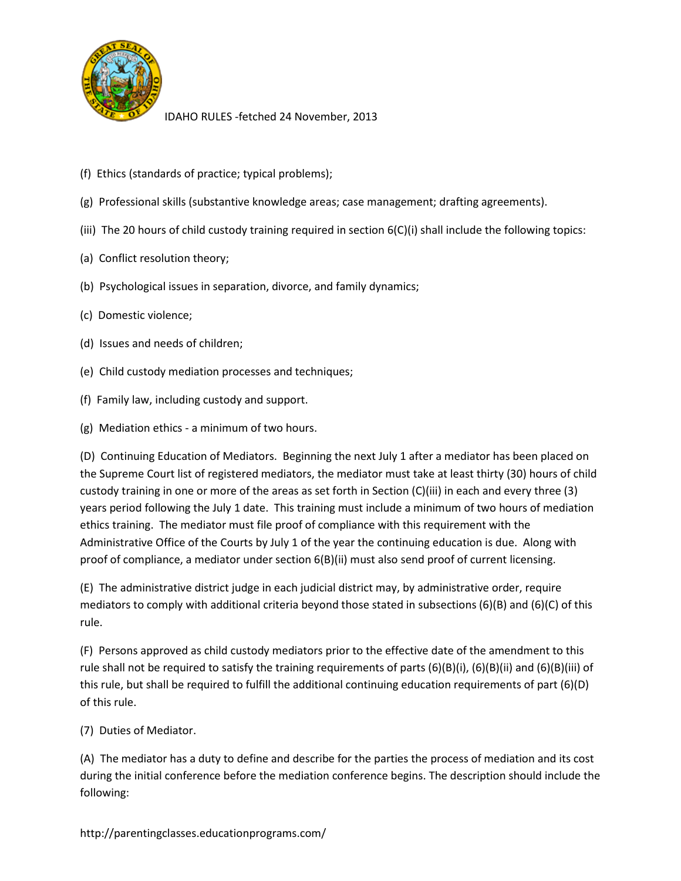(f) Ethics (standards of practice; typical problems);

(g) Professional skills (substantive knowledge areas; case management; drafting agreements).

(iii) The 20 hours of child custody training required in section 6(C)(i) shall include the following topics:

(a) Conflict resolution theory;

(b) Psychological issues in separation, divorce, and family dynamics;

(c) Domestic violence;

(d) Issues and needs of children;

(e) Child custody mediation processes and techniques;

(f) Family law, including custody and support.

(g) Mediation ethics - a minimum of two hours.

(D) Continuing Education of Mediators. Beginning the next July 1 after a mediator has been placed on the Supreme Court list of registered mediators, the mediator must take at least thirty (30) hours of child custody training in one or more of the areas as set forth in Section (C)(iii) in each and every three (3) years period following the July 1 date. This training must include a minimum of two hours of mediation ethics training. The mediator must file proof of compliance with this requirement with the Administrative Office of the Courts by July 1 of the year the continuing education is due. Along with proof of compliance, a mediator under section 6(B)(ii) must also send proof of current licensing.

(E) The administrative district judge in each judicial district may, by administrative order, require mediators to comply with additional criteria beyond those stated in subsections (6)(B) and (6)(C) of this rule.

(F) Persons approved as child custody mediators prior to the effective date of the amendment to this rule shall not be required to satisfy the training requirements of parts (6)(B)(i), (6)(B)(ii) and (6)(B)(iii) of this rule, but shall be required to fulfill the additional continuing education requirements of part (6)(D) of this rule.

(7) Duties of Mediator.

(A) The mediator has a duty to define and describe for the parties the process of mediation and its cost during the initial conference before the mediation conference begins. The description should include the following: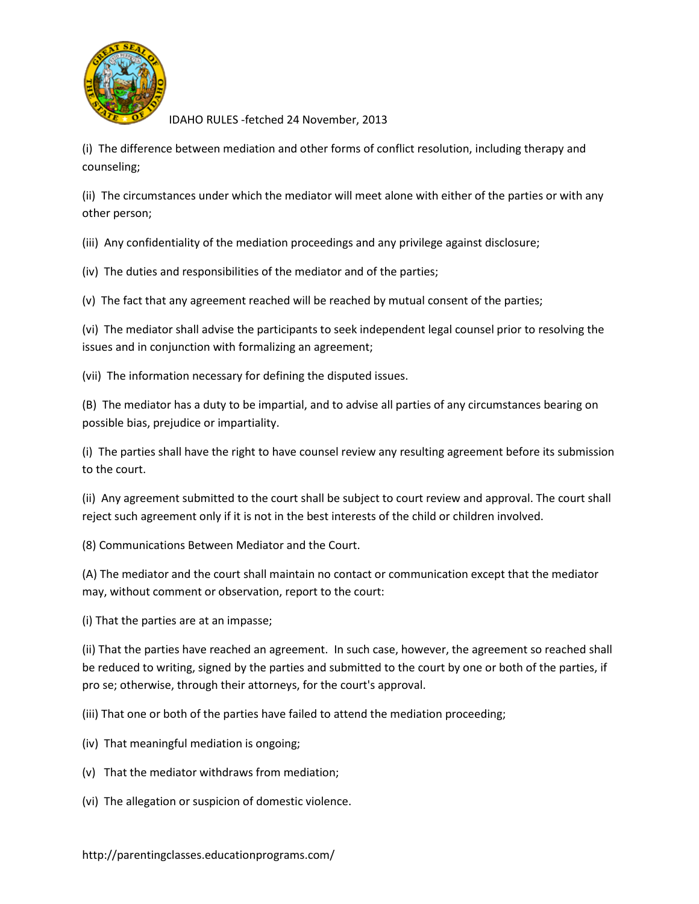(i) The difference between mediation and other forms of conflict resolution, including therapy and counseling;

(ii) The circumstances under which the mediator will meet alone with either of the parties or with any other person;

(iii) Any confidentiality of the mediation proceedings and any privilege against disclosure;

(iv) The duties and responsibilities of the mediator and of the parties;

(v) The fact that any agreement reached will be reached by mutual consent of the parties;

(vi) The mediator shall advise the participants to seek independent legal counsel prior to resolving the issues and in conjunction with formalizing an agreement;

(vii) The information necessary for defining the disputed issues.

(B) The mediator has a duty to be impartial, and to advise all parties of any circumstances bearing on possible bias, prejudice or impartiality.

(i) The parties shall have the right to have counsel review any resulting agreement before its submission to the court.

(ii) Any agreement submitted to the court shall be subject to court review and approval. The court shall reject such agreement only if it is not in the best interests of the child or children involved.

(8) Communications Between Mediator and the Court.

(A) The mediator and the court shall maintain no contact or communication except that the mediator may, without comment or observation, report to the court:

(i) That the parties are at an impasse;

(ii) That the parties have reached an agreement. In such case, however, the agreement so reached shall be reduced to writing, signed by the parties and submitted to the court by one or both of the parties, if pro se; otherwise, through their attorneys, for the court's approval.

(iii) That one or both of the parties have failed to attend the mediation proceeding;

(iv) That meaningful mediation is ongoing;

(v) That the mediator withdraws from mediation;

(vi) The allegation or suspicion of domestic violence.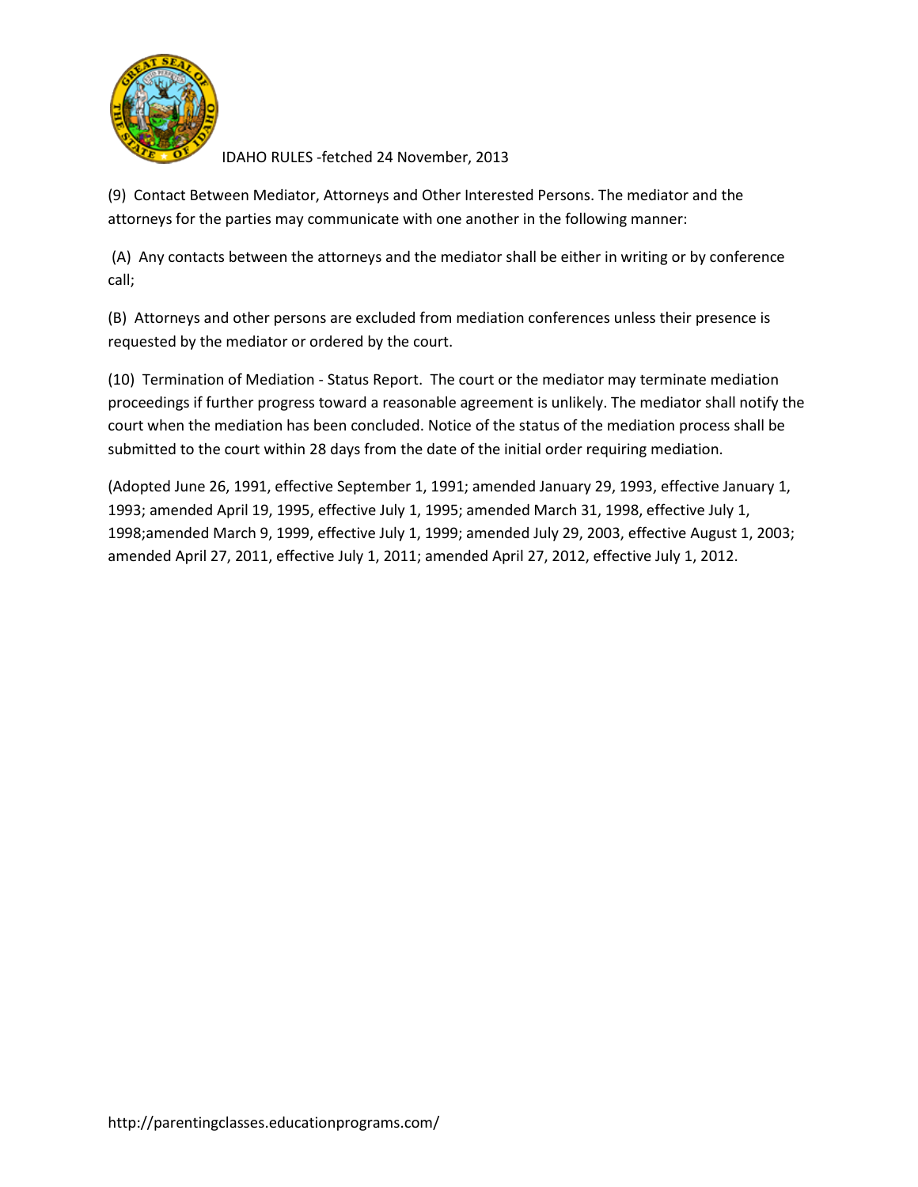(9) Contact Between Mediator, Attorneys and Other Interested Persons. The mediator and the attorneys for the parties may communicate with one another in the following manner:

(A) Any contacts between the attorneys and the mediator shall be either in writing or by conference call;

(B) Attorneys and other persons are excluded from mediation conferences unless their presence is requested by the mediator or ordered by the court.

(10) Termination of Mediation - Status Report. The court or the mediator may terminate mediation proceedings if further progress toward a reasonable agreement is unlikely. The mediator shall notify the court when the mediation has been concluded. Notice of the status of the mediation process shall be submitted to the court within 28 days from the date of the initial order requiring mediation.

(Adopted June 26, 1991, effective September 1, 1991; amended January 29, 1993, effective January 1, 1993; amended April 19, 1995, effective July 1, 1995; amended March 31, 1998, effective July 1, 1998;amended March 9, 1999, effective July 1, 1999; amended July 29, 2003, effective August 1, 2003; amended April 27, 2011, effective July 1, 2011; amended April 27, 2012, effective July 1, 2012.